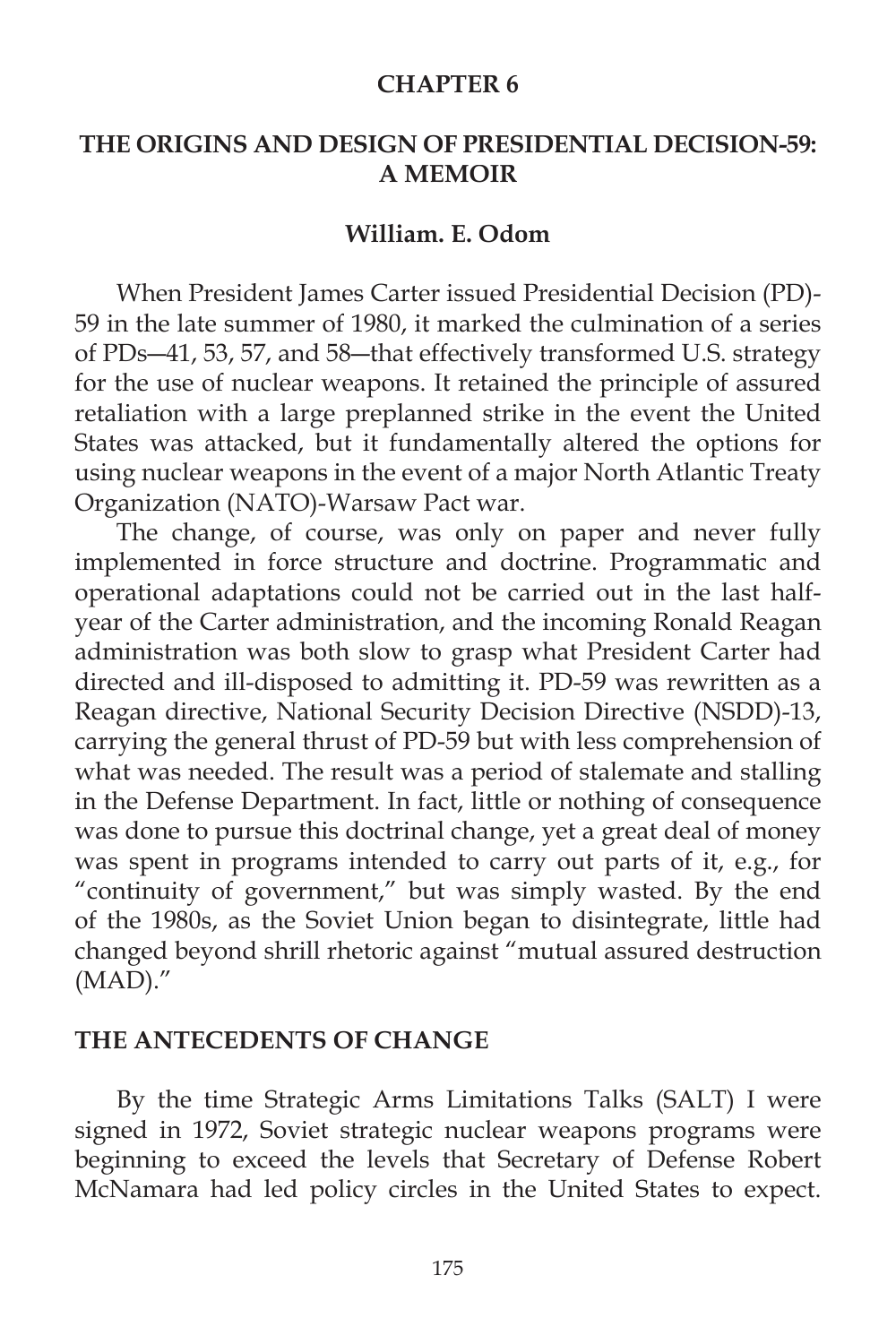# CHAPTER 6

## THE ORIGINS AND DESIGN OF PRESIDENTIAL DECISION-59: A MEMOIR

**William. E. Odom**

When President James Carter issued Presidential Decision (PD)-59 in the late summer of 1980, it marked the culmination of a series of PDs—41, 53, 57, and 58—that effectively transformed U.S. strategy for the use of nuclear weapons. It retained the principle of assured retaliation with a large preplanned strike in the event the United States was attacked, but it fundamentally altered the options for using nuclear weapons in the event of a major North Atlantic Treaty Organization (NATO)-Warsaw Pact war.

The change, of course, was only on paper and never fully implemented in force structure and doctrine. Programmatic and operational adaptations could not be carried out in the last half-year of the Carter administration, and the incoming Ronald Reagan administration was both slow to grasp what President Carter had directed and ill-disposed to admitting it. PD-59 was rewritten as a Reagan directive, National Security Decision Directive (NSDD)-13, carrying the general thrust of PD-59 but with less comprehension of what was needed. The result was a period of stalemate and stalling in the Defense Department. In fact, little or nothing of consequence was done to pursue this doctrinal change, yet a great deal of money was spent in programs intended to carry out parts of it, e.g., for "continuity of government," but was simply wasted. By the end of the 1980s, as the Soviet Union began to disintegrate, little had changed beyond shrill rhetoric against "mutual assured destruction (MAD)."

## THE ANTECEDENTS OF CHANGE

By the time Strategic Arms Limitations Talks (SALT) I were signed in 1972, Soviet strategic nuclear weapons programs were beginning to exceed the levels that Secretary of Defense Robert McNamara had led policy circles in the United States to expect.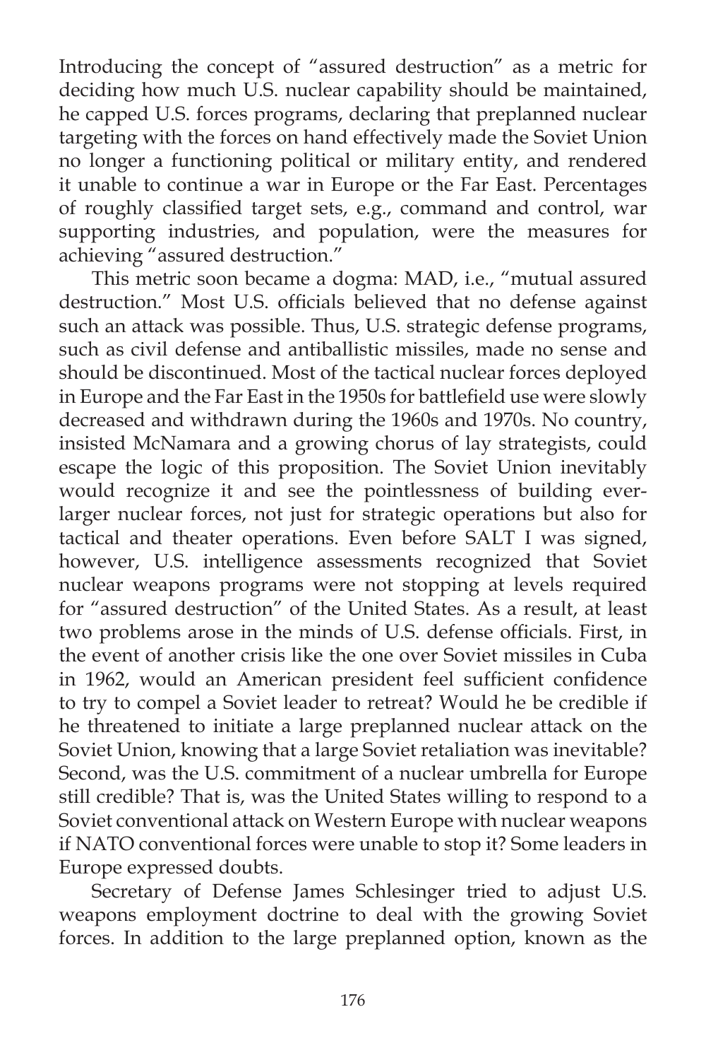Introducing the concept of "assured destruction" as a metric for deciding how much U.S. nuclear capability should be maintained, he capped U.S. forces programs, declaring that preplanned nuclear targeting with the forces on hand effectively made the Soviet Union no longer a functioning political or military entity, and rendered it unable to continue a war in Europe or the Far East. Percentages of roughly classified target sets, e.g., command and control, war supporting industries, and population, were the measures for achieving "assured destruction."

This metric soon became a dogma: MAD, i.e., "mutual assured destruction." Most U.S. officials believed that no defense against such an attack was possible. Thus, U.S. strategic defense programs, such as civil defense and antiballistic missiles, made no sense and should be discontinued. Most of the tactical nuclear forces deployed in Europe and the Far East in the 1950s for battlefield use were slowly decreased and withdrawn during the 1960s and 1970s. No country, insisted McNamara and a growing chorus of lay strategists, could escape the logic of this proposition. The Soviet Union inevitably would recognize it and see the pointlessness of building ever-larger nuclear forces, not just for strategic operations but also for tactical and theater operations. Even before SALT I was signed, however, U.S. intelligence assessments recognized that Soviet nuclear weapons programs were not stopping at levels required for "assured destruction" of the United States. As a result, at least two problems arose in the minds of U.S. defense officials. First, in the event of another crisis like the one over Soviet missiles in Cuba in 1962, would an American president feel sufficient confidence to try to compel a Soviet leader to retreat? Would he be credible if he threatened to initiate a large preplanned nuclear attack on the Soviet Union, knowing that a large Soviet retaliation was inevitable? Second, was the U.S. commitment of a nuclear umbrella for Europe still credible? That is, was the United States willing to respond to a Soviet conventional attack on Western Europe with nuclear weapons if NATO conventional forces were unable to stop it? Some leaders in Europe expressed doubts.

Secretary of Defense James Schlesinger tried to adjust U.S. weapons employment doctrine to deal with the growing Soviet forces. In addition to the large preplanned option, known as the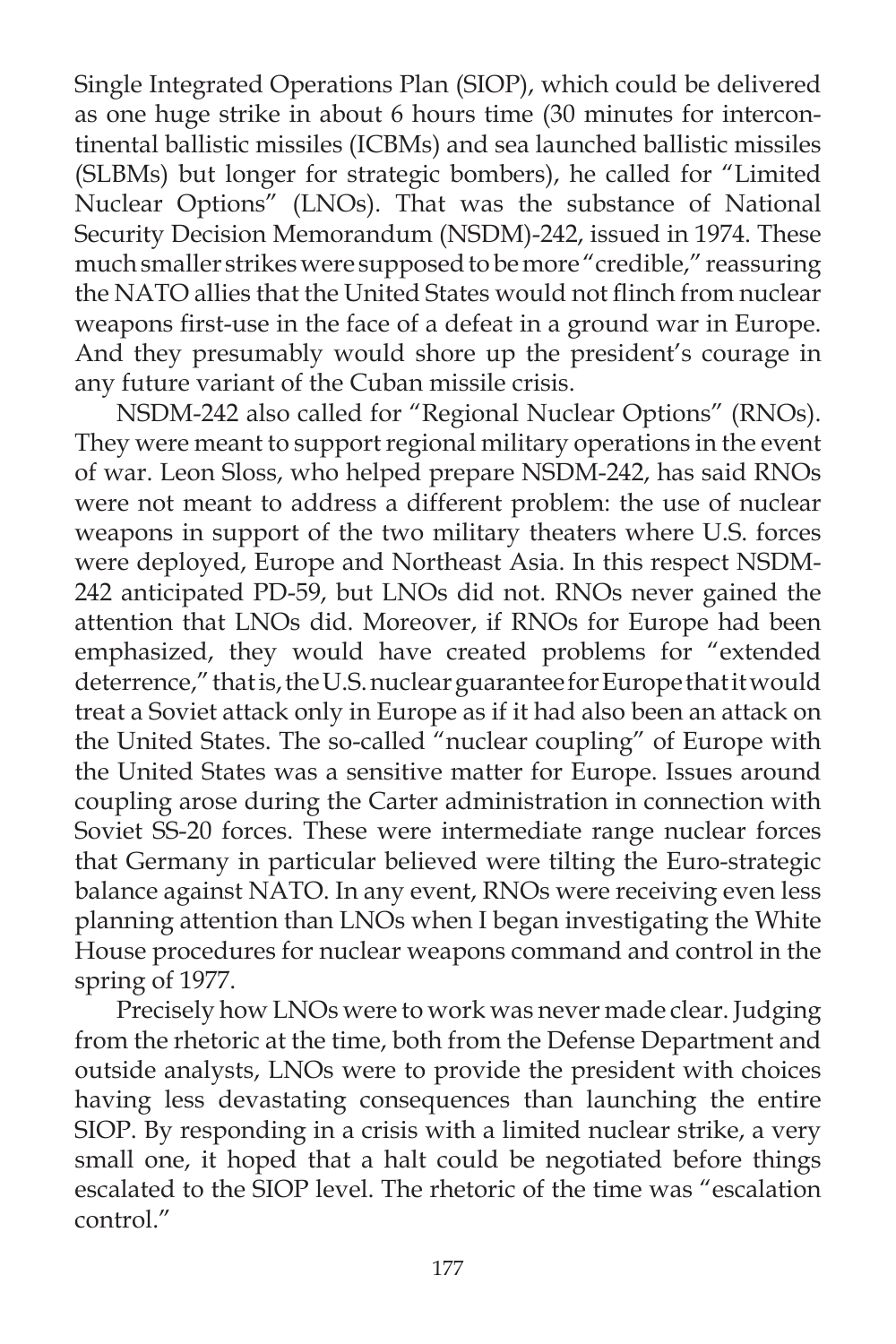Single Integrated Operations Plan (SIOP), which could be delivered as one huge strike in about 6 hours time (30 minutes for intercontinental ballistic missiles (ICBMs) and sea launched ballistic missiles (SLBMs) but longer for strategic bombers), he called for "Limited Nuclear Options" (LNOs). That was the substance of National Security Decision Memorandum (NSDM)-242, issued in 1974. These much smaller strikes were supposed to be more "credible," reassuring the NATO allies that the United States would not flinch from nuclear weapons first-use in the face of a defeat in a ground war in Europe. And they presumably would shore up the president's courage in any future variant of the Cuban missile crisis.

NSDM-242 also called for "Regional Nuclear Options" (RNOs). They were meant to support regional military operations in the event of war. Leon Sloss, who helped prepare NSDM-242, has said RNOs were not meant to address a different problem: the use of nuclear weapons in support of the two military theaters where U.S. forces were deployed, Europe and Northeast Asia. In this respect NSDM-242 anticipated PD-59, but LNOs did not. RNOs never gained the attention that LNOs did. Moreover, if RNOs for Europe had been emphasized, they would have created problems for "extended deterrence," that is, the U.S. nuclear guarantee for Europe that it would treat a Soviet attack only in Europe as if it had also been an attack on the United States. The so-called "nuclear coupling" of Europe with the United States was a sensitive matter for Europe. Issues around coupling arose during the Carter administration in connection with Soviet SS-20 forces. These were intermediate range nuclear forces that Germany in particular believed were tilting the Euro-strategic balance against NATO. In any event, RNOs were receiving even less planning attention than LNOs when I began investigating the White House procedures for nuclear weapons command and control in the spring of 1977.

Precisely how LNOs were to work was never made clear. Judging from the rhetoric at the time, both from the Defense Department and outside analysts, LNOs were to provide the president with choices having less devastating consequences than launching the entire SIOP. By responding in a crisis with a limited nuclear strike, a very small one, it hoped that a halt could be negotiated before things escalated to the SIOP level. The rhetoric of the time was "escalation control."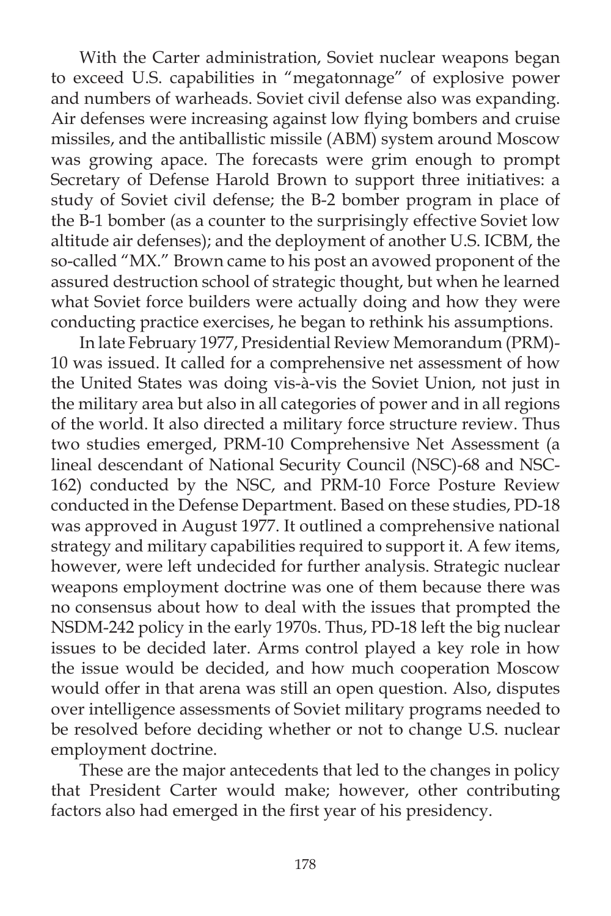With the Carter administration, Soviet nuclear weapons began to exceed U.S. capabilities in "megatonnage" of explosive power and numbers of warheads. Soviet civil defense also was expanding. Air defenses were increasing against low flying bombers and cruise missiles, and the antiballistic missile (ABM) system around Moscow was growing apace. The forecasts were grim enough to prompt Secretary of Defense Harold Brown to support three initiatives: a study of Soviet civil defense; the B-2 bomber program in place of the B-1 bomber (as a counter to the surprisingly effective Soviet low altitude air defenses); and the deployment of another U.S. ICBM, the so-called "MX." Brown came to his post an avowed proponent of the assured destruction school of strategic thought, but when he learned what Soviet force builders were actually doing and how they were conducting practice exercises, he began to rethink his assumptions.

In late February 1977, Presidential Review Memorandum (PRM)-10 was issued. It called for a comprehensive net assessment of how the United States was doing vis-à-vis the Soviet Union, not just in the military area but also in all categories of power and in all regions of the world. It also directed a military force structure review. Thus two studies emerged, PRM-10 Comprehensive Net Assessment (a lineal descendant of National Security Council (NSC)-68 and NSC-162) conducted by the NSC, and PRM-10 Force Posture Review conducted in the Defense Department. Based on these studies, PD-18 was approved in August 1977. It outlined a comprehensive national strategy and military capabilities required to support it. A few items, however, were left undecided for further analysis. Strategic nuclear weapons employment doctrine was one of them because there was no consensus about how to deal with the issues that prompted the NSDM-242 policy in the early 1970s. Thus, PD-18 left the big nuclear issues to be decided later. Arms control played a key role in how the issue would be decided, and how much cooperation Moscow would offer in that arena was still an open question. Also, disputes over intelligence assessments of Soviet military programs needed to be resolved before deciding whether or not to change U.S. nuclear employment doctrine.

These are the major antecedents that led to the changes in policy that President Carter would make; however, other contributing factors also had emerged in the first year of his presidency.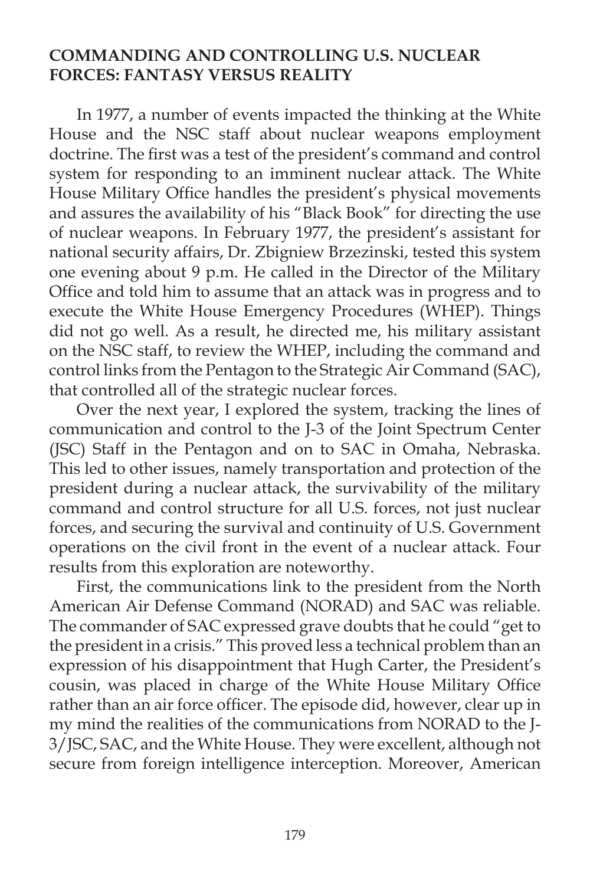## COMMANDING AND CONTROLLING U.S. NUCLEAR FORCES: FANTASY VERSUS REALITY

In 1977, a number of events impacted the thinking at the White House and the NSC staff about nuclear weapons employment doctrine. The first was a test of the president's command and control system for responding to an imminent nuclear attack. The White House Military Office handles the president's physical movements and assures the availability of his "Black Book" for directing the use of nuclear weapons. In February 1977, the president's assistant for national security affairs, Dr. Zbigniew Brzezinski, tested this system one evening about 9 p.m. He called in the Director of the Military Office and told him to assume that an attack was in progress and to execute the White House Emergency Procedures (WHEP). Things did not go well. As a result, he directed me, his military assistant on the NSC staff, to review the WHEP, including the command and control links from the Pentagon to the Strategic Air Command (SAC), that controlled all of the strategic nuclear forces.

Over the next year, I explored the system, tracking the lines of communication and control to the J-3 of the Joint Spectrum Center (JSC) Staff in the Pentagon and on to SAC in Omaha, Nebraska. This led to other issues, namely transportation and protection of the president during a nuclear attack, the survivability of the military command and control structure for all U.S. forces, not just nuclear forces, and securing the survival and continuity of U.S. Government operations on the civil front in the event of a nuclear attack. Four results from this exploration are noteworthy.

First, the communications link to the president from the North American Air Defense Command (NORAD) and SAC was reliable. The commander of SAC expressed grave doubts that he could "get to the president in a crisis." This proved less a technical problem than an expression of his disappointment that Hugh Carter, the President's cousin, was placed in charge of the White House Military Office rather than an air force officer. The episode did, however, clear up in my mind the realities of the communications from NORAD to the J-3/JSC, SAC, and the White House. They were excellent, although not secure from foreign intelligence interception. Moreover, American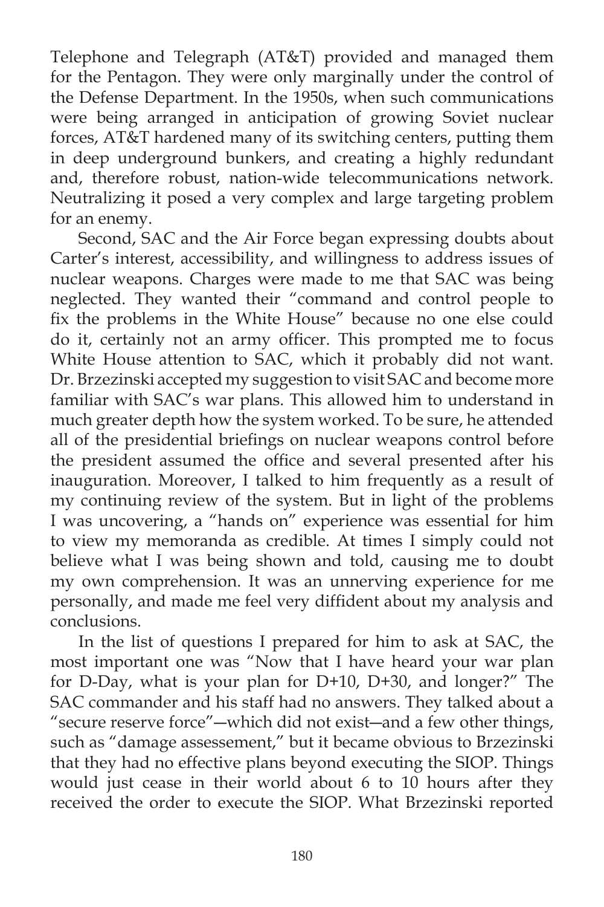Telephone and Telegraph (AT&T) provided and managed them for the Pentagon. They were only marginally under the control of the Defense Department. In the 1950s, when such communications were being arranged in anticipation of growing Soviet nuclear forces, AT&T hardened many of its switching centers, putting them in deep underground bunkers, and creating a highly redundant and, therefore robust, nation-wide telecommunications network. Neutralizing it posed a very complex and large targeting problem for an enemy.

Second, SAC and the Air Force began expressing doubts about Carter's interest, accessibility, and willingness to address issues of nuclear weapons. Charges were made to me that SAC was being neglected. They wanted their "command and control people to fix the problems in the White House" because no one else could do it, certainly not an army officer. This prompted me to focus White House attention to SAC, which it probably did not want. Dr. Brzezinski accepted my suggestion to visit SAC and become more familiar with SAC's war plans. This allowed him to understand in much greater depth how the system worked. To be sure, he attended all of the presidential briefings on nuclear weapons control before the president assumed the office and several presented after his inauguration. Moreover, I talked to him frequently as a result of my continuing review of the system. But in light of the problems I was uncovering, a "hands on" experience was essential for him to view my memoranda as credible. At times I simply could not believe what I was being shown and told, causing me to doubt my own comprehension. It was an unnerving experience for me personally, and made me feel very diffident about my analysis and conclusions.

In the list of questions I prepared for him to ask at SAC, the most important one was "Now that I have heard your war plan for D-Day, what is your plan for D+10, D+30, and longer?" The SAC commander and his staff had no answers. They talked about a "secure reserve force"—which did not exist—and a few other things, such as "damage assesement," but it became obvious to Brzezinski that they had no effective plans beyond executing the SIOP. Things would just cease in their world about 6 to 10 hours after they received the order to execute the SIOP. What Brzezinski reported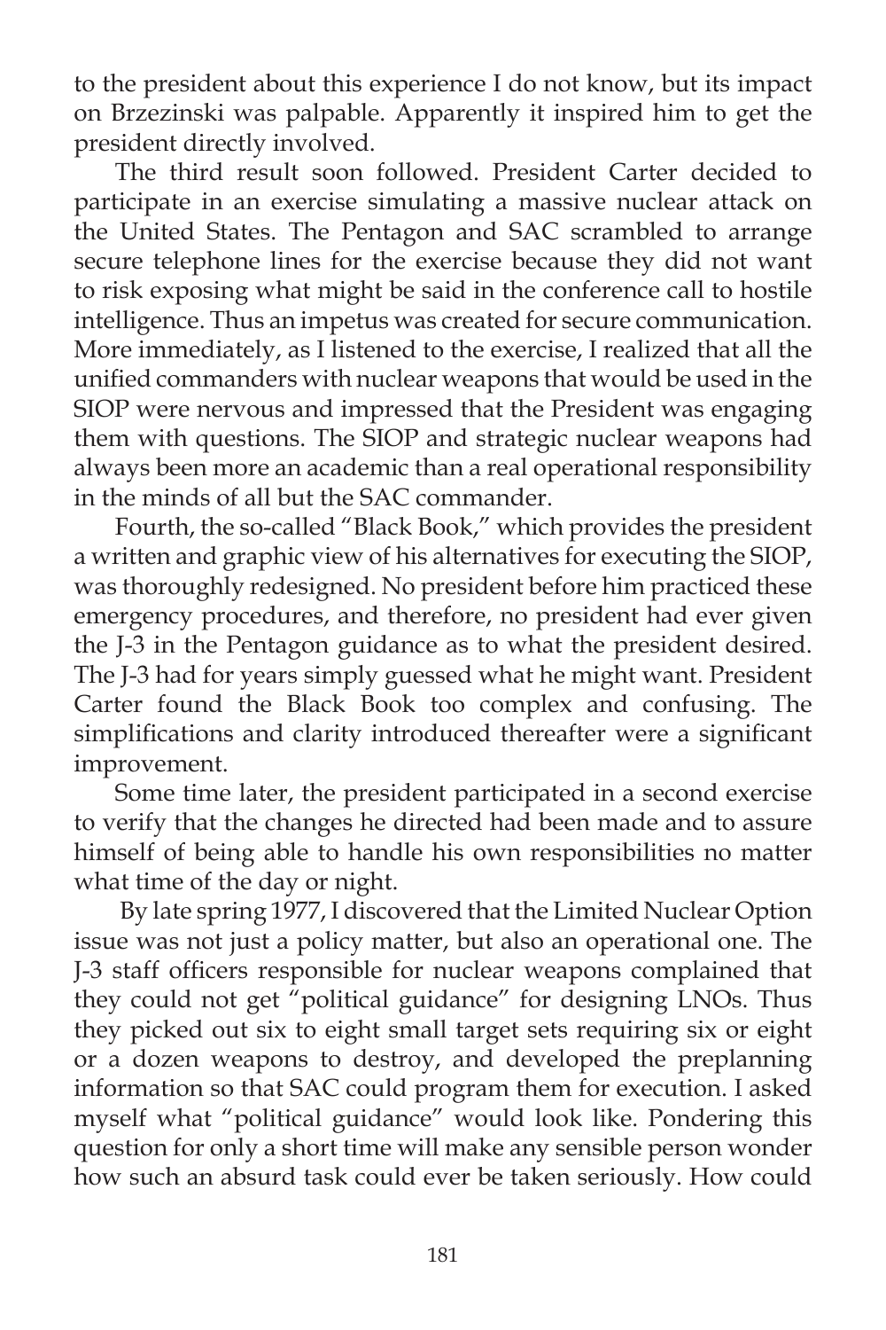to the president about this experience I do not know, but its impact on Brzezinski was palpable. Apparently it inspired him to get the president directly involved.

The third result soon followed. President Carter decided to participate in an exercise simulating a massive nuclear attack on the United States. The Pentagon and SAC scrambled to arrange secure telephone lines for the exercise because they did not want to risk exposing what might be said in the conference call to hostile intelligence. Thus an impetus was created for secure communication. More immediately, as I listened to the exercise, I realized that all the unified commanders with nuclear weapons that would be used in the SIOP were nervous and impressed that the President was engaging them with questions. The SIOP and strategic nuclear weapons had always been more an academic than a real operational responsibility in the minds of all but the SAC commander.

Fourth, the so-called "Black Book," which provides the president a written and graphic view of his alternatives for executing the SIOP, was thoroughly redesigned. No president before him practiced these emergency procedures, and therefore, no president had ever given the J-3 in the Pentagon guidance as to what the president desired. The J-3 had for years simply guessed what he might want. President Carter found the Black Book too complex and confusing. The simplifications and clarity introduced thereafter were a significant improvement.

Some time later, the president participated in a second exercise to verify that the changes he directed had been made and to assure himself of being able to handle his own responsibilities no matter what time of the day or night.

By late spring 1977, I discovered that the Limited Nuclear Option issue was not just a policy matter, but also an operational one. The J-3 staff officers responsible for nuclear weapons complained that they could not get "political guidance" for designing LNOs. Thus they picked out six to eight small target sets requiring six or eight or a dozen weapons to destroy, and developed the preplanning information so that SAC could program them for execution. I asked myself what "political guidance" would look like. Pondering this question for only a short time will make any sensible person wonder how such an absurd task could ever be taken seriously. How could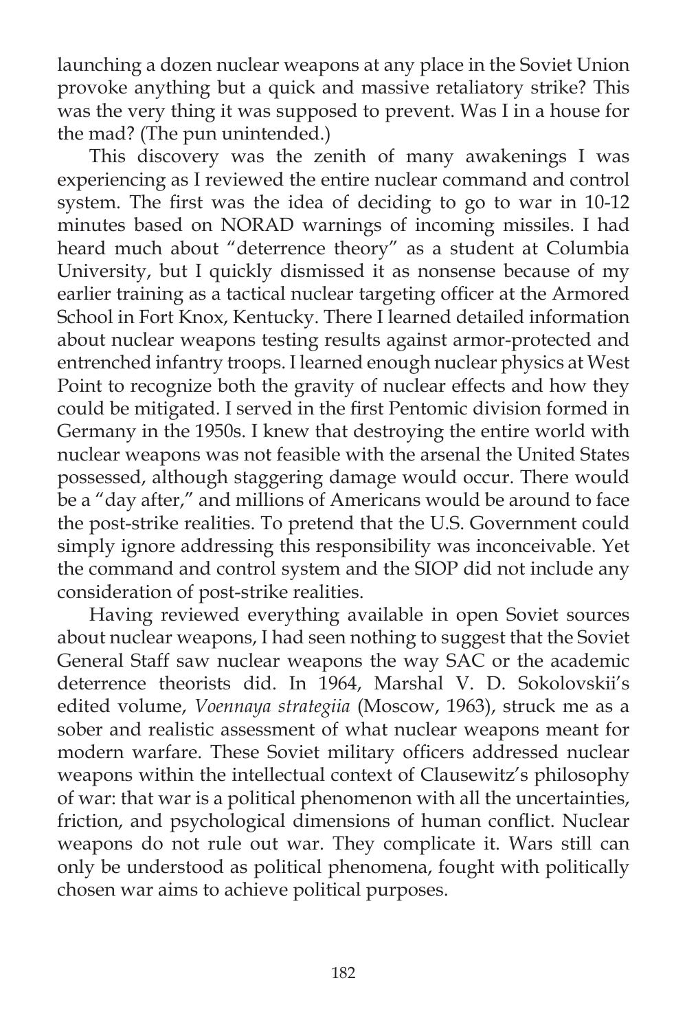launching a dozen nuclear weapons at any place in the Soviet Union provoke anything but a quick and massive retaliatory strike? This was the very thing it was supposed to prevent. Was I in a house for the mad? (The pun unintended.)

This discovery was the zenith of many awakenings I was experiencing as I reviewed the entire nuclear command and control system. The first was the idea of deciding to go to war in 10-12 minutes based on NORAD warnings of incoming missiles. I had heard much about "deterrence theory" as a student at Columbia University, but I quickly dismissed it as nonsense because of my earlier training as a tactical nuclear targeting officer at the Armored School in Fort Knox, Kentucky. There I learned detailed information about nuclear weapons testing results against armor-protected and entrenched infantry troops. I learned enough nuclear physics at West Point to recognize both the gravity of nuclear effects and how they could be mitigated. I served in the first Pentomic division formed in Germany in the 1950s. I knew that destroying the entire world with nuclear weapons was not feasible with the arsenal the United States possessed, although staggering damage would occur. There would be a "day after," and millions of Americans would be around to face the post-strike realities. To pretend that the U.S. Government could simply ignore addressing this responsibility was inconceivable. Yet the command and control system and the SIOP did not include any consideration of post-strike realities.

Having reviewed everything available in open Soviet sources about nuclear weapons, I had seen nothing to suggest that the Soviet General Staff saw nuclear weapons the way SAC or the academic deterrence theorists did. In 1964, Marshal V. D. Sokolovskii's edited volume, *Voennaya strategiia* (Moscow, 1963), struck me as a sober and realistic assessment of what nuclear weapons meant for modern warfare. These Soviet military officers addressed nuclear weapons within the intellectual context of Clausewitz's philosophy of war: that war is a political phenomenon with all the uncertainties, friction, and psychological dimensions of human conflict. Nuclear weapons do not rule out war. They complicate it. Wars still can only be understood as political phenomena, fought with politically chosen war aims to achieve political purposes.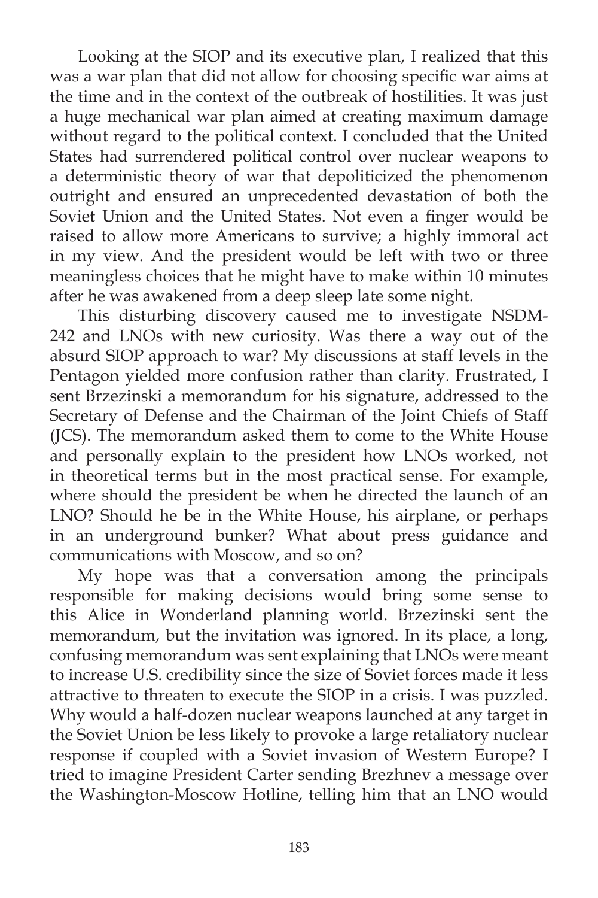Looking at the SIOP and its executive plan, I realized that this was a war plan that did not allow for choosing specific war aims at the time and in the context of the outbreak of hostilities. It was just a huge mechanical war plan aimed at creating maximum damage without regard to the political context. I concluded that the United States had surrendered political control over nuclear weapons to a deterministic theory of war that depoliticized the phenomenon outright and ensured an unprecedented devastation of both the Soviet Union and the United States. Not even a finger would be raised to allow more Americans to survive; a highly immoral act in my view. And the president would be left with two or three meaningless choices that he might have to make within 10 minutes after he was awakened from a deep sleep late some night.

This disturbing discovery caused me to investigate NSDM-242 and LNOs with new curiosity. Was there a way out of the absurd SIOP approach to war? My discussions at staff levels in the Pentagon yielded more confusion rather than clarity. Frustrated, I sent Brzezinski a memorandum for his signature, addressed to the Secretary of Defense and the Chairman of the Joint Chiefs of Staff (JCS). The memorandum asked them to come to the White House and personally explain to the president how LNOs worked, not in theoretical terms but in the most practical sense. For example, where should the president be when he directed the launch of an LNO? Should he be in the White House, his airplane, or perhaps in an underground bunker? What about press guidance and communications with Moscow, and so on?

My hope was that a conversation among the principals responsible for making decisions would bring some sense to this Alice in Wonderland planning world. Brzezinski sent the memorandum, but the invitation was ignored. In its place, a long, confusing memorandum was sent explaining that LNOs were meant to increase U.S. credibility since the size of Soviet forces made it less attractive to threaten to execute the SIOP in a crisis. I was puzzled. Why would a half-dozen nuclear weapons launched at any target in the Soviet Union be less likely to provoke a large retaliatory nuclear response if coupled with a Soviet invasion of Western Europe? I tried to imagine President Carter sending Brezhnev a message over the Washington-Moscow Hotline, telling him that an LNO would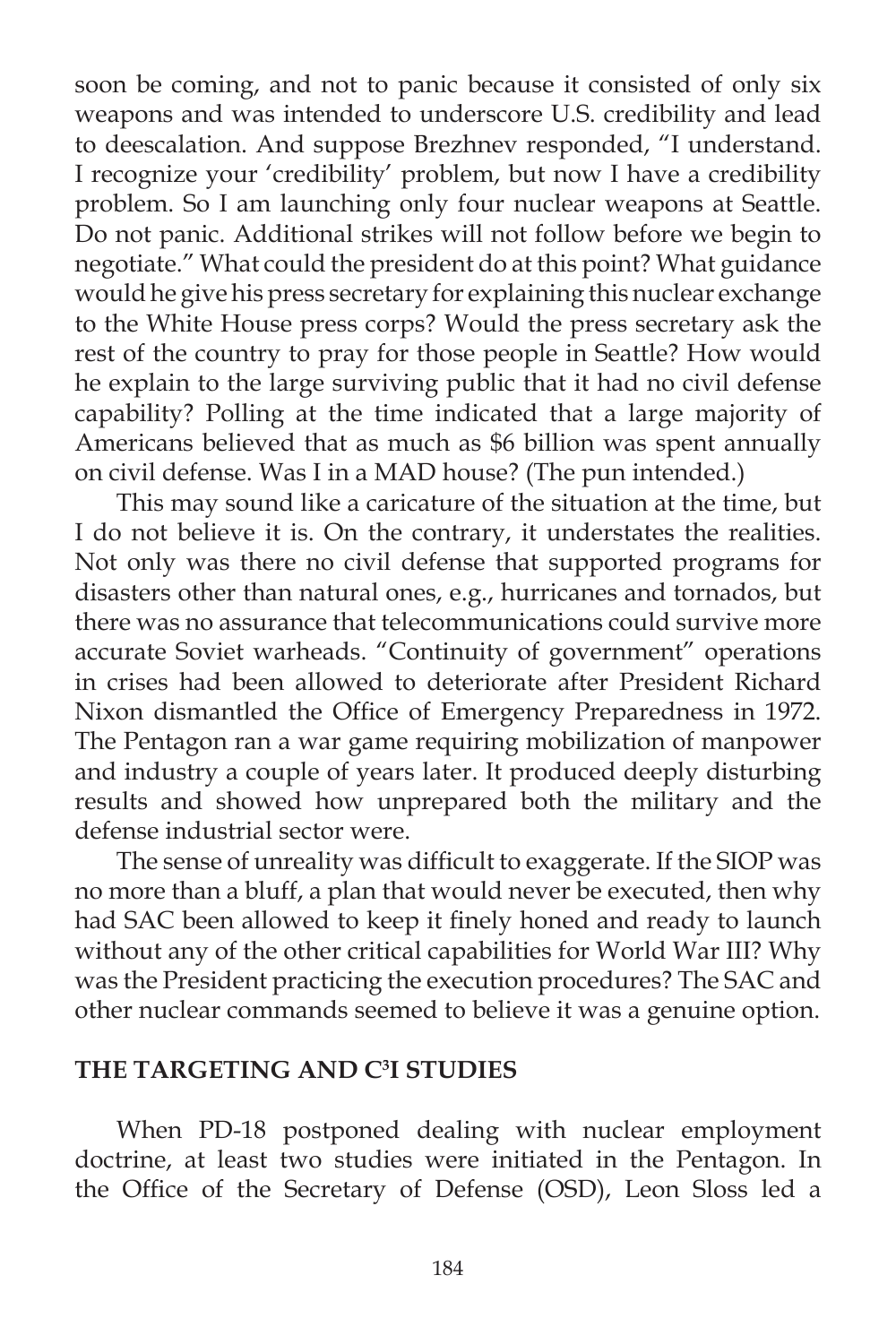soon be coming, and not to panic because it consisted of only six weapons and was intended to underscore U.S. credibility and lead to deescalation. And suppose Brezhnev responded, "I understand. I recognize your 'credibility' problem, but now I have a credibility problem. So I am launching only four nuclear weapons at Seattle. Do not panic. Additional strikes will not follow before we begin to negotiate." What could the president do at this point? What guidance would he give his press secretary for explaining this nuclear exchange to the White House press corps? Would the press secretary ask the rest of the country to pray for those people in Seattle? How would he explain to the large surviving public that it had no civil defense capability? Polling at the time indicated that a large majority of Americans believed that as much as $6 billion was spent annually on civil defense. Was I in a MAD house? (The pun intended.)

This may sound like a caricature of the situation at the time, but I do not believe it is. On the contrary, it understates the realities. Not only was there no civil defense that supported programs for disasters other than natural ones, e.g., hurricanes and tornados, but there was no assurance that telecommunications could survive more accurate Soviet warheads. "Continuity of government" operations in crises had been allowed to deteriorate after President Richard Nixon dismantled the Office of Emergency Preparedness in 1972. The Pentagon ran a war game requiring mobilization of manpower and industry a couple of years later. It produced deeply disturbing results and showed how unprepared both the military and the defense industrial sector were.

The sense of unreality was difficult to exaggerate. If the SIOP was no more than a bluff, a plan that would never be executed, then why had SAC been allowed to keep it finely honed and ready to launch without any of the other critical capabilities for World War III? Why was the President practicing the execution procedures? The SAC and other nuclear commands seemed to believe it was a genuine option.

## THE TARGETING AND C$^3$I STUDIES

When PD-18 postponed dealing with nuclear employment doctrine, at least two studies were initiated in the Pentagon. In the Office of the Secretary of Defense (OSD), Leon Sloss led a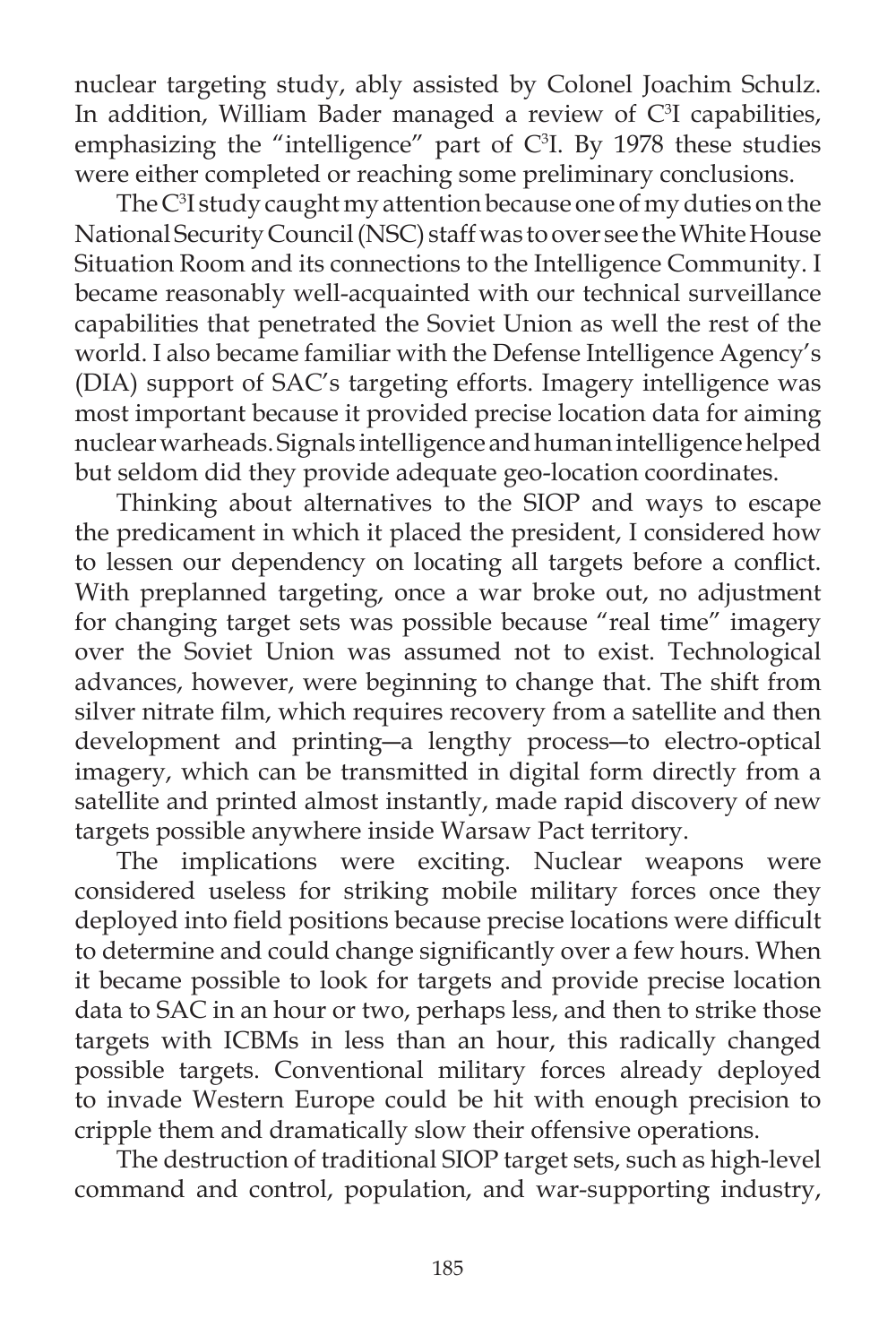nuclear targeting study, ably assisted by Colonel Joachim Schulz. In addition, William Bader managed a review of $C^3I$ capabilities, emphasizing the "intelligence" part of $C^3I$. By 1978 these studies were either completed or reaching some preliminary conclusions.

The $C^3I$ study caught my attention because one of my duties on the National Security Council (NSC) staff was to oversee the White House Situation Room and its connections to the Intelligence Community. I became reasonably well-acquainted with our technical surveillance capabilities that penetrated the Soviet Union as well the rest of the world. I also became familiar with the Defense Intelligence Agency's (DIA) support of SAC's targeting efforts. Imagery intelligence was most important because it provided precise location data for aiming nuclear warheads. Signals intelligence and human intelligence helped but seldom did they provide adequate geo-location coordinates.

Thinking about alternatives to the SIOP and ways to escape the predicament in which it placed the president, I considered how to lessen our dependency on locating all targets before a conflict. With preplanned targeting, once a war broke out, no adjustment for changing target sets was possible because "real time" imagery over the Soviet Union was assumed not to exist. Technological advances, however, were beginning to change that. The shift from silver nitrate film, which requires recovery from a satellite and then development and printing—a lengthy process—to electro-optical imagery, which can be transmitted in digital form directly from a satellite and printed almost instantly, made rapid discovery of new targets possible anywhere inside Warsaw Pact territory.

The implications were exciting. Nuclear weapons were considered useless for striking mobile military forces once they deployed into field positions because precise locations were difficult to determine and could change significantly over a few hours. When it became possible to look for targets and provide precise location data to SAC in an hour or two, perhaps less, and then to strike those targets with ICBMs in less than an hour, this radically changed possible targets. Conventional military forces already deployed to invade Western Europe could be hit with enough precision to cripple them and dramatically slow their offensive operations.

The destruction of traditional SIOP target sets, such as high-level command and control, population, and war-supporting industry,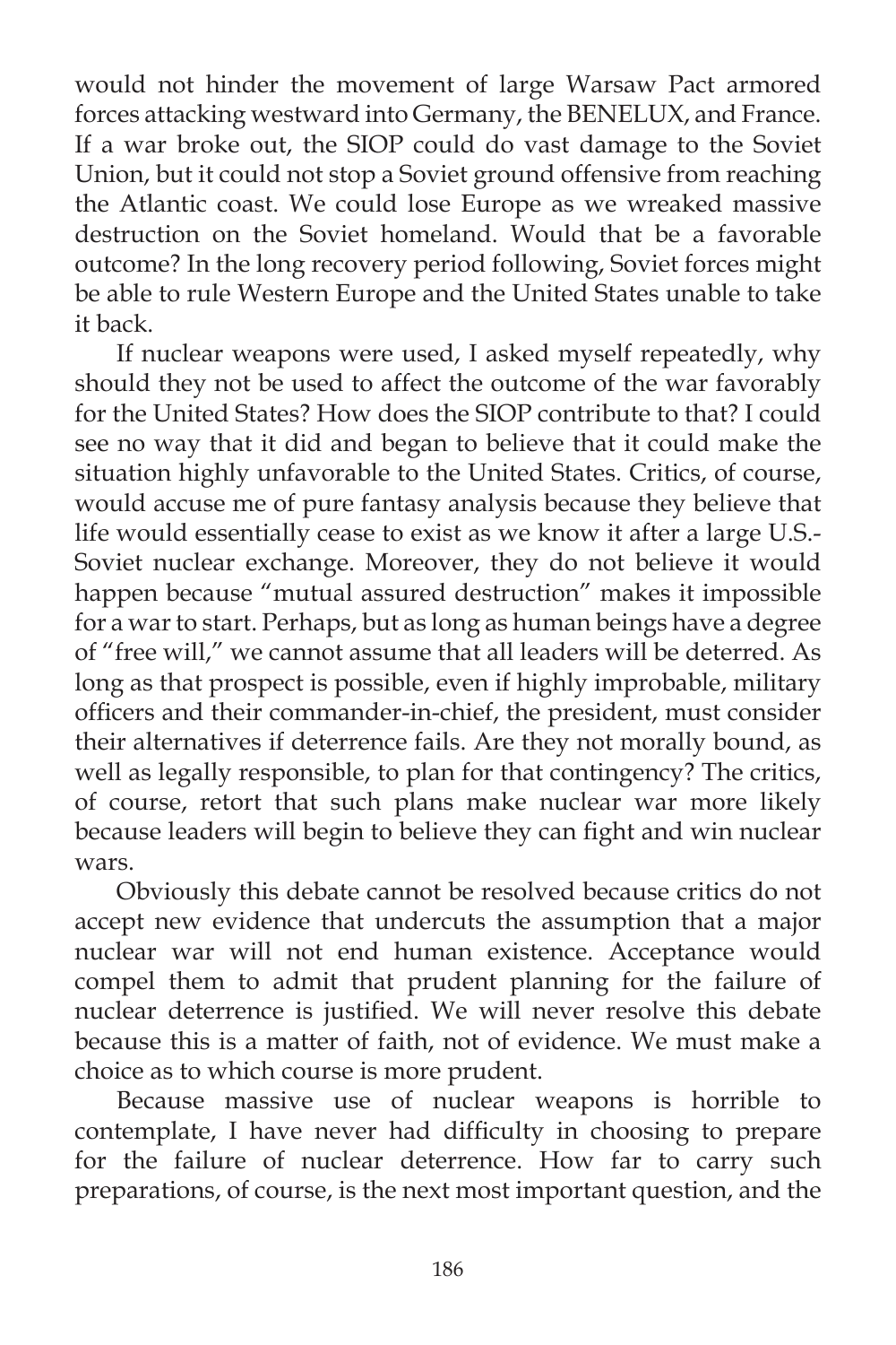would not hinder the movement of large Warsaw Pact armored forces attacking westward into Germany, the BENELUX, and France. If a war broke out, the SIOP could do vast damage to the Soviet Union, but it could not stop a Soviet ground offensive from reaching the Atlantic coast. We could lose Europe as we wreaked massive destruction on the Soviet homeland. Would that be a favorable outcome? In the long recovery period following, Soviet forces might be able to rule Western Europe and the United States unable to take it back.

If nuclear weapons were used, I asked myself repeatedly, why should they not be used to affect the outcome of the war favorably for the United States? How does the SIOP contribute to that? I could see no way that it did and began to believe that it could make the situation highly unfavorable to the United States. Critics, of course, would accuse me of pure fantasy analysis because they believe that life would essentially cease to exist as we know it after a large U.S.-Soviet nuclear exchange. Moreover, they do not believe it would happen because "mutual assured destruction" makes it impossible for a war to start. Perhaps, but as long as human beings have a degree of "free will," we cannot assume that all leaders will be deterred. As long as that prospect is possible, even if highly improbable, military officers and their commander-in-chief, the president, must consider their alternatives if deterrence fails. Are they not morally bound, as well as legally responsible, to plan for that contingency? The critics, of course, retort that such plans make nuclear war more likely because leaders will begin to believe they can fight and win nuclear wars.

Obviously this debate cannot be resolved because critics do not accept new evidence that undercuts the assumption that a major nuclear war will not end human existence. Acceptance would compel them to admit that prudent planning for the failure of nuclear deterrence is justified. We will never resolve this debate because this is a matter of faith, not of evidence. We must make a choice as to which course is more prudent.

Because massive use of nuclear weapons is horrible to contemplate, I have never had difficulty in choosing to prepare for the failure of nuclear deterrence. How far to carry such preparations, of course, is the next most important question, and the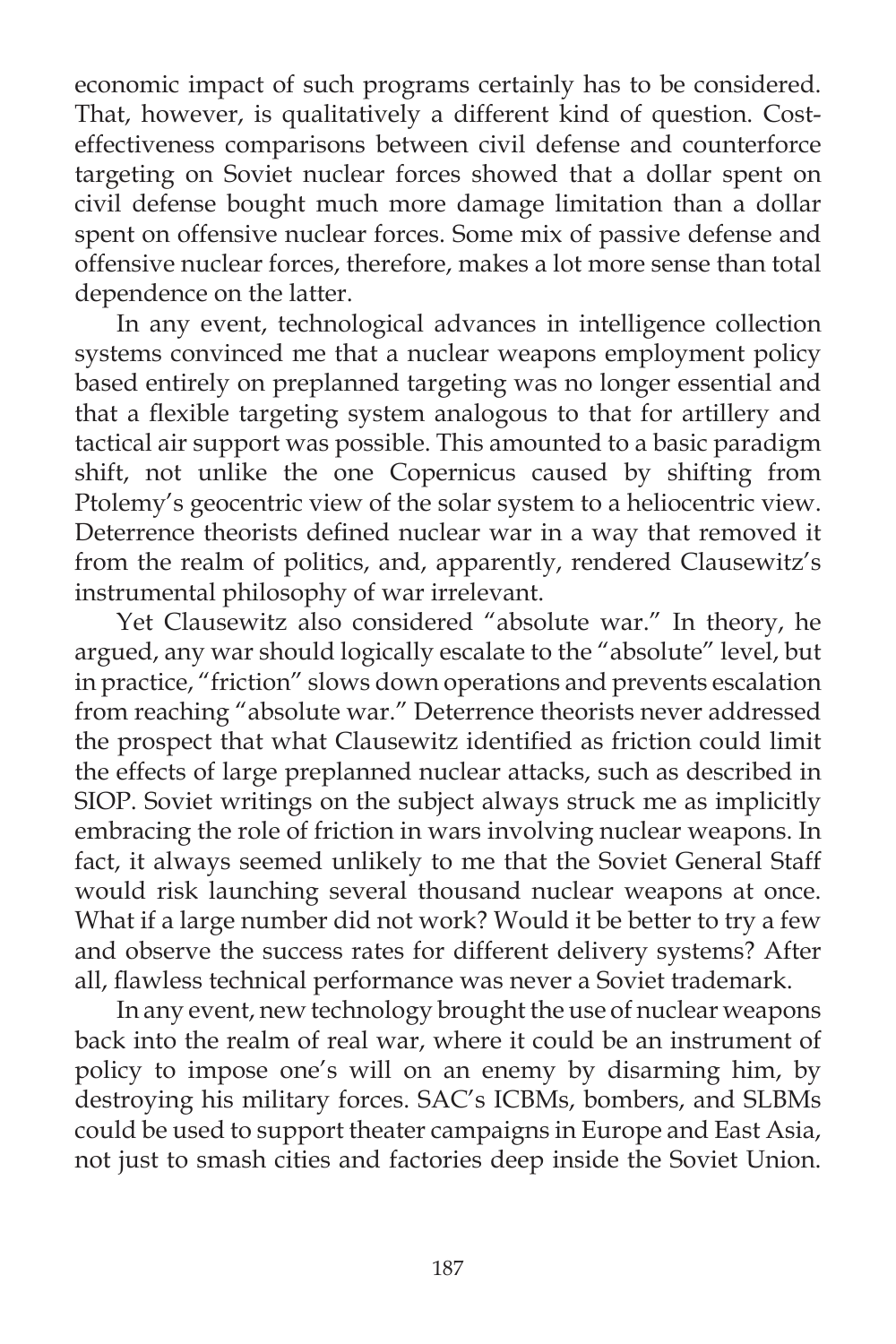economic impact of such programs certainly has to be considered. That, however, is qualitatively a different kind of question. Cost-effectiveness comparisons between civil defense and counterforce targeting on Soviet nuclear forces showed that a dollar spent on civil defense bought much more damage limitation than a dollar spent on offensive nuclear forces. Some mix of passive defense and offensive nuclear forces, therefore, makes a lot more sense than total dependence on the latter.

In any event, technological advances in intelligence collection systems convinced me that a nuclear weapons employment policy based entirely on preplanned targeting was no longer essential and that a flexible targeting system analogous to that for artillery and tactical air support was possible. This amounted to a basic paradigm shift, not unlike the one Copernicus caused by shifting from Ptolemy's geocentric view of the solar system to a heliocentric view. Deterrence theorists defined nuclear war in a way that removed it from the realm of politics, and, apparently, rendered Clausewitz's instrumental philosophy of war irrelevant.

Yet Clausewitz also considered "absolute war." In theory, he argued, any war should logically escalate to the "absolute" level, but in practice, "friction" slows down operations and prevents escalation from reaching "absolute war." Deterrence theorists never addressed the prospect that what Clausewitz identified as friction could limit the effects of large preplanned nuclear attacks, such as described in SIOP. Soviet writings on the subject always struck me as implicitly embracing the role of friction in wars involving nuclear weapons. In fact, it always seemed unlikely to me that the Soviet General Staff would risk launching several thousand nuclear weapons at once. What if a large number did not work? Would it be better to try a few and observe the success rates for different delivery systems? After all, flawless technical performance was never a Soviet trademark.

In any event, new technology brought the use of nuclear weapons back into the realm of real war, where it could be an instrument of policy to impose one's will on an enemy by disarming him, by destroying his military forces. SAC's ICBMs, bombers, and SLBMs could be used to support theater campaigns in Europe and East Asia, not just to smash cities and factories deep inside the Soviet Union.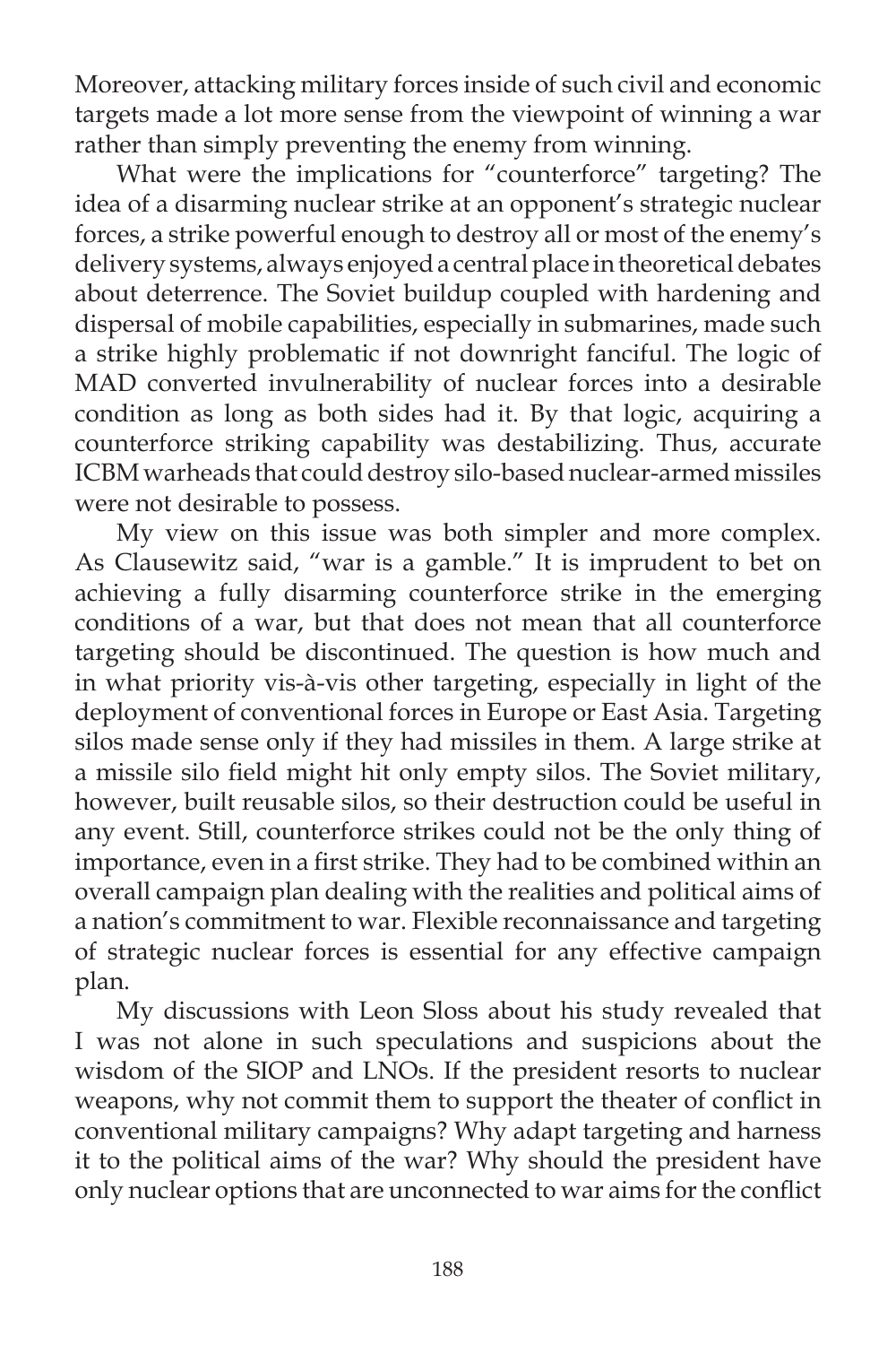Moreover, attacking military forces inside of such civil and economic targets made a lot more sense from the viewpoint of winning a war rather than simply preventing the enemy from winning.

What were the implications for "counterforce" targeting? The idea of a disarming nuclear strike at an opponent's strategic nuclear forces, a strike powerful enough to destroy all or most of the enemy's delivery systems, always enjoyed a central place in theoretical debates about deterrence. The Soviet buildup coupled with hardening and dispersal of mobile capabilities, especially in submarines, made such a strike highly problematic if not downright fanciful. The logic of MAD converted invulnerability of nuclear forces into a desirable condition as long as both sides had it. By that logic, acquiring a counterforce striking capability was destabilizing. Thus, accurate ICBM warheads that could destroy silo-based nuclear-armed missiles were not desirable to possess.

My view on this issue was both simpler and more complex. As Clausewitz said, "war is a gamble." It is imprudent to bet on achieving a fully disarming counterforce strike in the emerging conditions of a war, but that does not mean that all counterforce targeting should be discontinued. The question is how much and in what priority vis-à-vis other targeting, especially in light of the deployment of conventional forces in Europe or East Asia. Targeting silos made sense only if they had missiles in them. A large strike at a missile silo field might hit only empty silos. The Soviet military, however, built reusable silos, so their destruction could be useful in any event. Still, counterforce strikes could not be the only thing of importance, even in a first strike. They had to be combined within an overall campaign plan dealing with the realities and political aims of a nation's commitment to war. Flexible reconnaissance and targeting of strategic nuclear forces is essential for any effective campaign plan.

My discussions with Leon Sloss about his study revealed that I was not alone in such speculations and suspicions about the wisdom of the SIOP and LNOs. If the president resorts to nuclear weapons, why not commit them to support the theater of conflict in conventional military campaigns? Why adapt targeting and harness it to the political aims of the war? Why should the president have only nuclear options that are unconnected to war aims for the conflict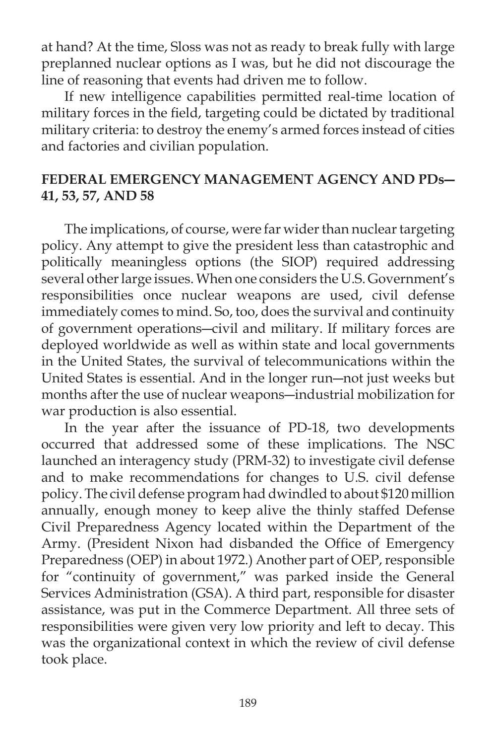at hand? At the time, Sloss was not as ready to break fully with large preplanned nuclear options as I was, but he did not discourage the line of reasoning that events had driven me to follow.

If new intelligence capabilities permitted real-time location of military forces in the field, targeting could be dictated by traditional military criteria: to destroy the enemy's armed forces instead of cities and factories and civilian population.

## FEDERAL EMERGENCY MANAGEMENT AGENCY AND PDs—41, 53, 57, AND 58

The implications, of course, were far wider than nuclear targeting policy. Any attempt to give the president less than catastrophic and politically meaningless options (the SIOP) required addressing several other large issues. When one considers the U.S. Government's responsibilities once nuclear weapons are used, civil defense immediately comes to mind. So, too, does the survival and continuity of government operations—civil and military. If military forces are deployed worldwide as well as within state and local governments in the United States, the survival of telecommunications within the United States is essential. And in the longer run—not just weeks but months after the use of nuclear weapons—industrial mobilization for war production is also essential.

In the year after the issuance of PD-18, two developments occurred that addressed some of these implications. The NSC launched an interagency study (PRM-32) to investigate civil defense and to make recommendations for changes to U.S. civil defense policy. The civil defense program had dwindled to about $120 million annually, enough money to keep alive the thinly staffed Defense Civil Preparedness Agency located within the Department of the Army. (President Nixon had disbanded the Office of Emergency Preparedness (OEP) in about 1972.) Another part of OEP, responsible for "continuity of government," was parked inside the General Services Administration (GSA). A third part, responsible for disaster assistance, was put in the Commerce Department. All three sets of responsibilities were given very low priority and left to decay. This was the organizational context in which the review of civil defense took place.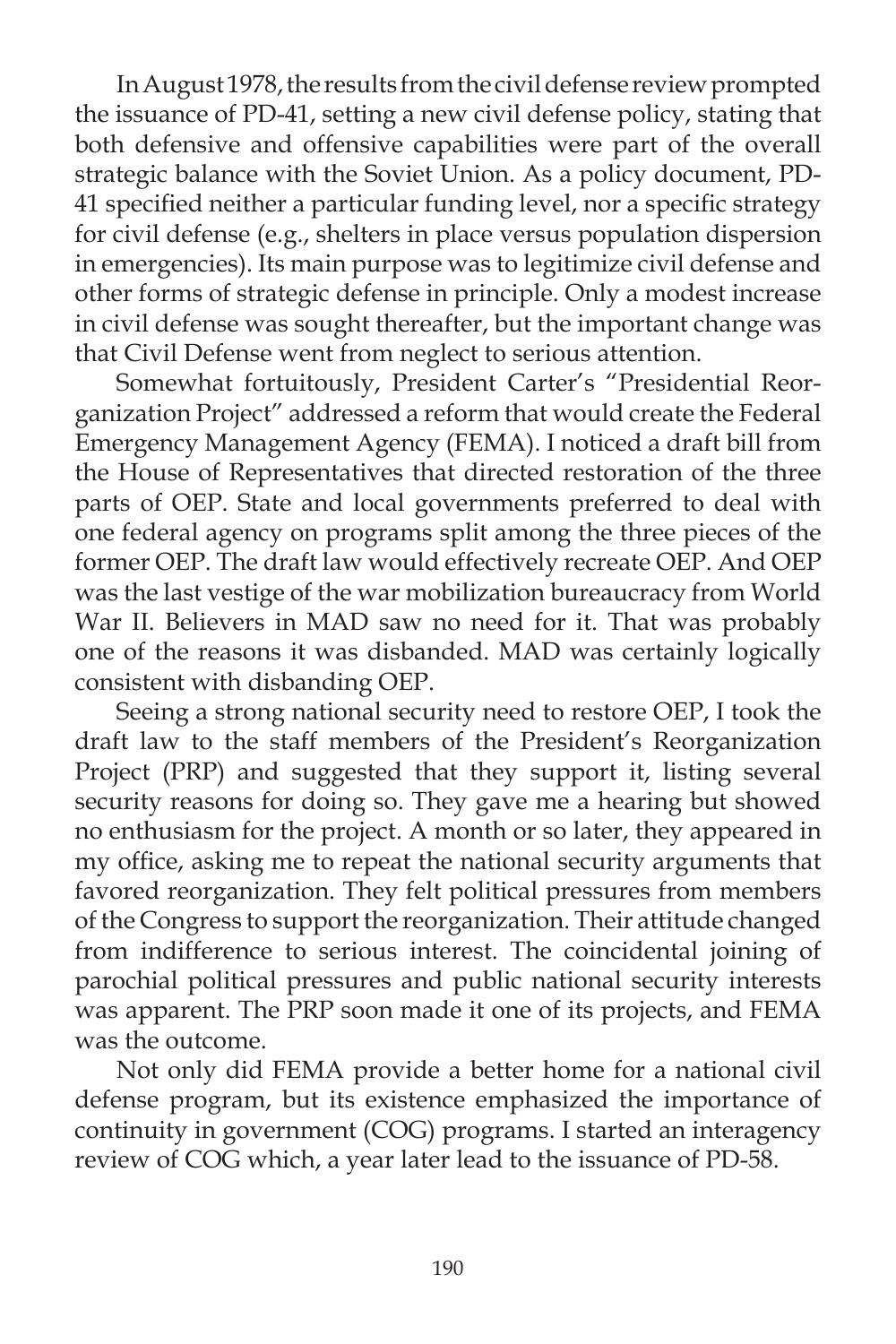In August 1978, the results from the civil defense review prompted the issuance of PD-41, setting a new civil defense policy, stating that both defensive and offensive capabilities were part of the overall strategic balance with the Soviet Union. As a policy document, PD-41 specified neither a particular funding level, nor a specific strategy for civil defense (e.g., shelters in place versus population dispersion in emergencies). Its main purpose was to legitimize civil defense and other forms of strategic defense in principle. Only a modest increase in civil defense was sought thereafter, but the important change was that Civil Defense went from neglect to serious attention.

Somewhat fortuitously, President Carter's "Presidential Reorganization Project" addressed a reform that would create the Federal Emergency Management Agency (FEMA). I noticed a draft bill from the House of Representatives that directed restoration of the three parts of OEP. State and local governments preferred to deal with one federal agency on programs split among the three pieces of the former OEP. The draft law would effectively recreate OEP. And OEP was the last vestige of the war mobilization bureaucracy from World War II. Believers in MAD saw no need for it. That was probably one of the reasons it was disbanded. MAD was certainly logically consistent with disbanding OEP.

Seeing a strong national security need to restore OEP, I took the draft law to the staff members of the President's Reorganization Project (PRP) and suggested that they support it, listing several security reasons for doing so. They gave me a hearing but showed no enthusiasm for the project. A month or so later, they appeared in my office, asking me to repeat the national security arguments that favored reorganization. They felt political pressures from members of the Congress to support the reorganization. Their attitude changed from indifference to serious interest. The coincidental joining of parochial political pressures and public national security interests was apparent. The PRP soon made it one of its projects, and FEMA was the outcome.

Not only did FEMA provide a better home for a national civil defense program, but its existence emphasized the importance of continuity in government (COG) programs. I started an interagency review of COG which, a year later lead to the issuance of PD-58.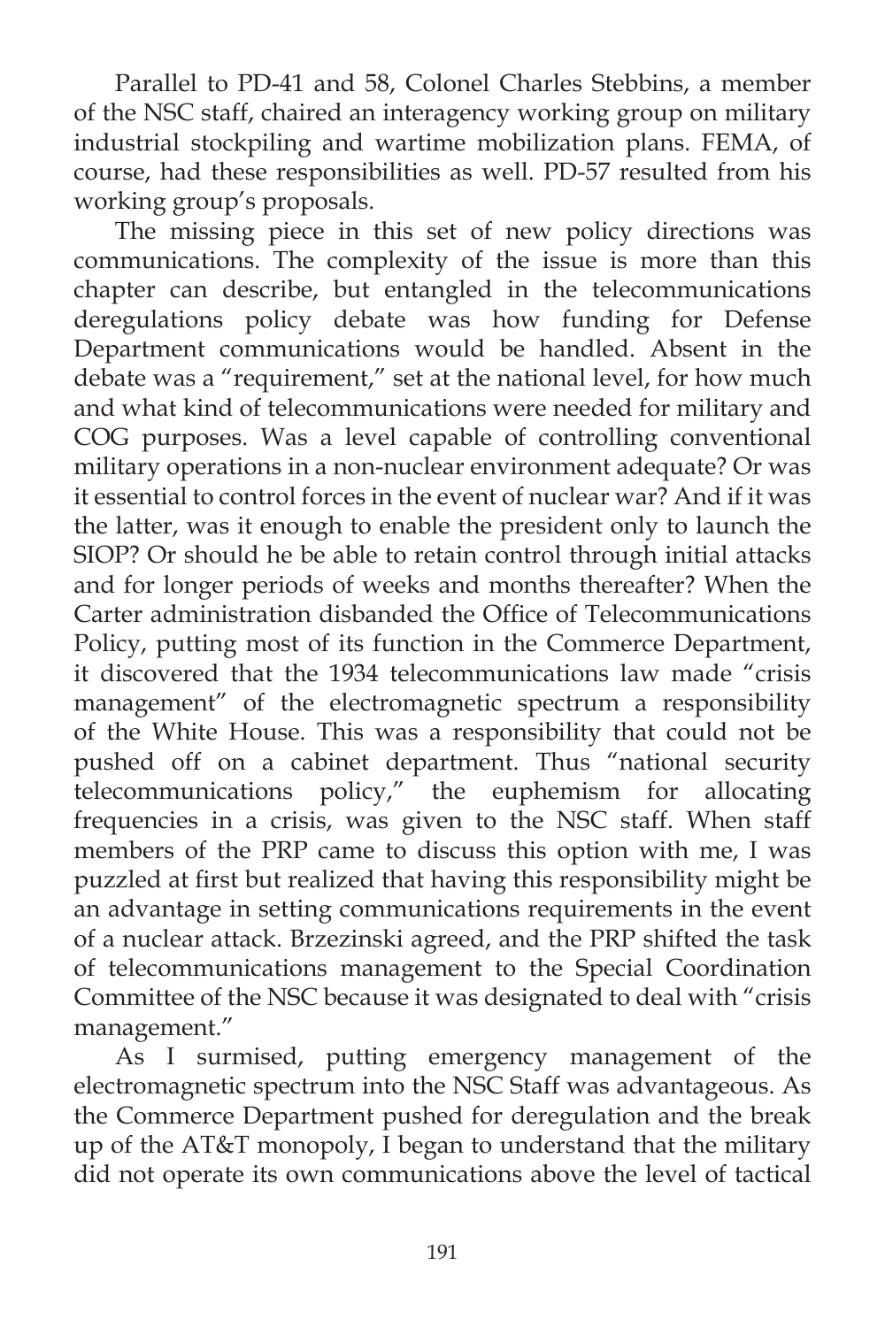Parallel to PD-41 and 58, Colonel Charles Stebbins, a member of the NSC staff, chaired an interagency working group on military industrial stockpiling and wartime mobilization plans. FEMA, of course, had these responsibilities as well. PD-57 resulted from his working group's proposals.

The missing piece in this set of new policy directions was communications. The complexity of the issue is more than this chapter can describe, but entangled in the telecommunications deregulations policy debate was how funding for Defense Department communications would be handled. Absent in the debate was a "requirement," set at the national level, for how much and what kind of telecommunications were needed for military and COG purposes. Was a level capable of controlling conventional military operations in a non-nuclear environment adequate? Or was it essential to control forces in the event of nuclear war? And if it was the latter, was it enough to enable the president only to launch the SIOP? Or should he be able to retain control through initial attacks and for longer periods of weeks and months thereafter? When the Carter administration disbanded the Office of Telecommunications Policy, putting most of its function in the Commerce Department, it discovered that the 1934 telecommunications law made "crisis management" of the electromagnetic spectrum a responsibility of the White House. This was a responsibility that could not be pushed off on a cabinet department. Thus "national security telecommunications policy," the euphemism for allocating frequencies in a crisis, was given to the NSC staff. When staff members of the PRP came to discuss this option with me, I was puzzled at first but realized that having this responsibility might be an advantage in setting communications requirements in the event of a nuclear attack. Brzezinski agreed, and the PRP shifted the task of telecommunications management to the Special Coordination Committee of the NSC because it was designated to deal with "crisis management."

As I surmised, putting emergency management of the electromagnetic spectrum into the NSC Staff was advantageous. As the Commerce Department pushed for deregulation and the break up of the AT&T monopoly, I began to understand that the military did not operate its own communications above the level of tactical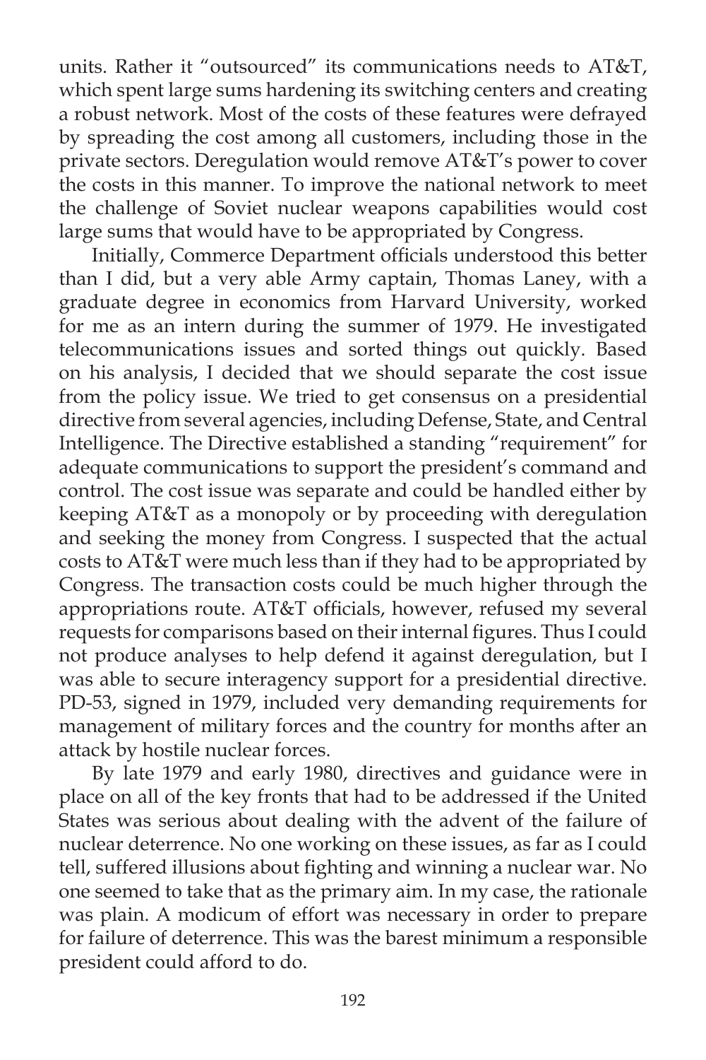units. Rather it "outsourced" its communications needs to AT&T, which spent large sums hardening its switching centers and creating a robust network. Most of the costs of these features were defrayed by spreading the cost among all customers, including those in the private sectors. Deregulation would remove AT&T's power to cover the costs in this manner. To improve the national network to meet the challenge of Soviet nuclear weapons capabilities would cost large sums that would have to be appropriated by Congress.

Initially, Commerce Department officials understood this better than I did, but a very able Army captain, Thomas Laney, with a graduate degree in economics from Harvard University, worked for me as an intern during the summer of 1979. He investigated telecommunications issues and sorted things out quickly. Based on his analysis, I decided that we should separate the cost issue from the policy issue. We tried to get consensus on a presidential directive from several agencies, including Defense, State, and Central Intelligence. The Directive established a standing "requirement" for adequate communications to support the president's command and control. The cost issue was separate and could be handled either by keeping AT&T as a monopoly or by proceeding with deregulation and seeking the money from Congress. I suspected that the actual costs to AT&T were much less than if they had to be appropriated by Congress. The transaction costs could be much higher through the appropriations route. AT&T officials, however, refused my several requests for comparisons based on their internal figures. Thus I could not produce analyses to help defend it against deregulation, but I was able to secure interagency support for a presidential directive. PD-53, signed in 1979, included very demanding requirements for management of military forces and the country for months after an attack by hostile nuclear forces.

By late 1979 and early 1980, directives and guidance were in place on all of the key fronts that had to be addressed if the United States was serious about dealing with the advent of the failure of nuclear deterrence. No one working on these issues, as far as I could tell, suffered illusions about fighting and winning a nuclear war. No one seemed to take that as the primary aim. In my case, the rationale was plain. A modicum of effort was necessary in order to prepare for failure of deterrence. This was the barest minimum a responsible president could afford to do.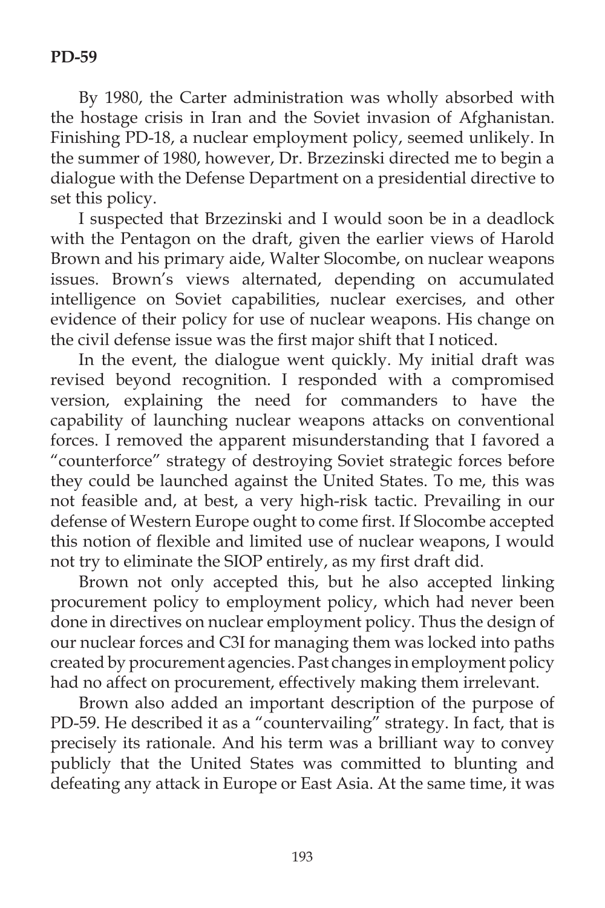**PD-59**

By 1980, the Carter administration was wholly absorbed with the hostage crisis in Iran and the Soviet invasion of Afghanistan. Finishing PD-18, a nuclear employment policy, seemed unlikely. In the summer of 1980, however, Dr. Brzezinski directed me to begin a dialogue with the Defense Department on a presidential directive to set this policy.

I suspected that Brzezinski and I would soon be in a deadlock with the Pentagon on the draft, given the earlier views of Harold Brown and his primary aide, Walter Slocombe, on nuclear weapons issues. Brown's views alternated, depending on accumulated intelligence on Soviet capabilities, nuclear exercises, and other evidence of their policy for use of nuclear weapons. His change on the civil defense issue was the first major shift that I noticed.

In the event, the dialogue went quickly. My initial draft was revised beyond recognition. I responded with a compromised version, explaining the need for commanders to have the capability of launching nuclear weapons attacks on conventional forces. I removed the apparent misunderstanding that I favored a "counterforce" strategy of destroying Soviet strategic forces before they could be launched against the United States. To me, this was not feasible and, at best, a very high-risk tactic. Prevailing in our defense of Western Europe ought to come first. If Slocombe accepted this notion of flexible and limited use of nuclear weapons, I would not try to eliminate the SIOP entirely, as my first draft did.

Brown not only accepted this, but he also accepted linking procurement policy to employment policy, which had never been done in directives on nuclear employment policy. Thus the design of our nuclear forces and C3I for managing them was locked into paths created by procurement agencies. Past changes in employment policy had no affect on procurement, effectively making them irrelevant.

Brown also added an important description of the purpose of PD-59. He described it as a "countervailing" strategy. In fact, that is precisely its rationale. And his term was a brilliant way to convey publicly that the United States was committed to blunting and defeating any attack in Europe or East Asia. At the same time, it was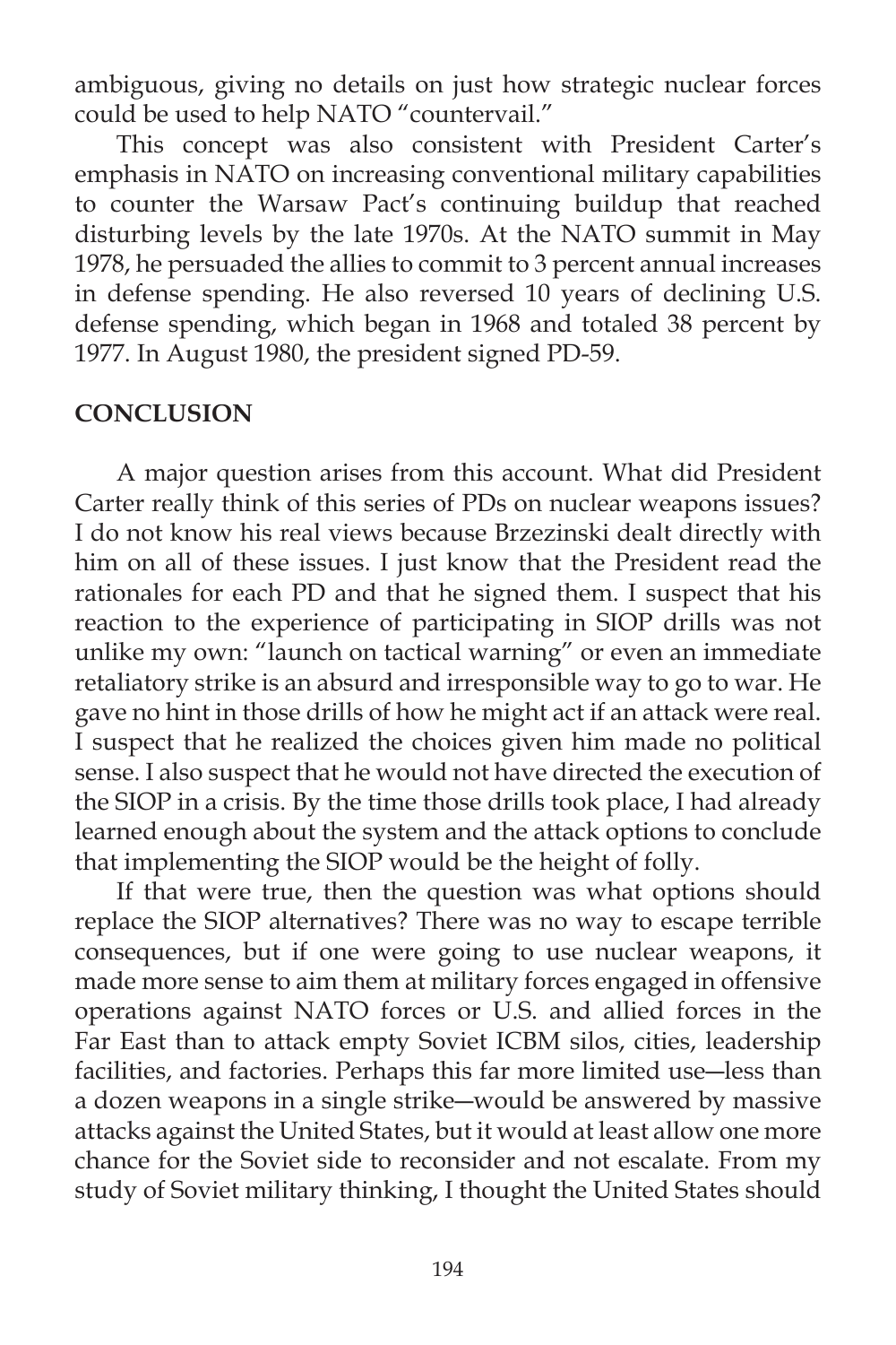ambiguous, giving no details on just how strategic nuclear forces could be used to help NATO "countervail."

This concept was also consistent with President Carter's emphasis in NATO on increasing conventional military capabilities to counter the Warsaw Pact's continuing buildup that reached disturbing levels by the late 1970s. At the NATO summit in May 1978, he persuaded the allies to commit to 3 percent annual increases in defense spending. He also reversed 10 years of declining U.S. defense spending, which began in 1968 and totaled 38 percent by 1977. In August 1980, the president signed PD-59.

## CONCLUSION

A major question arises from this account. What did President Carter really think of this series of PDs on nuclear weapons issues? I do not know his real views because Brzezinski dealt directly with him on all of these issues. I just know that the President read the rationales for each PD and that he signed them. I suspect that his reaction to the experience of participating in SIOP drills was not unlike my own: "launch on tactical warning" or even an immediate retaliatory strike is an absurd and irresponsible way to go to war. He gave no hint in those drills of how he might act if an attack were real. I suspect that he realized the choices given him made no political sense. I also suspect that he would not have directed the execution of the SIOP in a crisis. By the time those drills took place, I had already learned enough about the system and the attack options to conclude that implementing the SIOP would be the height of folly.

If that were true, then the question was what options should replace the SIOP alternatives? There was no way to escape terrible consequences, but if one were going to use nuclear weapons, it made more sense to aim them at military forces engaged in offensive operations against NATO forces or U.S. and allied forces in the Far East than to attack empty Soviet ICBM silos, cities, leadership facilities, and factories. Perhaps this far more limited use—less than a dozen weapons in a single strike—would be answered by massive attacks against the United States, but it would at least allow one more chance for the Soviet side to reconsider and not escalate. From my study of Soviet military thinking, I thought the United States should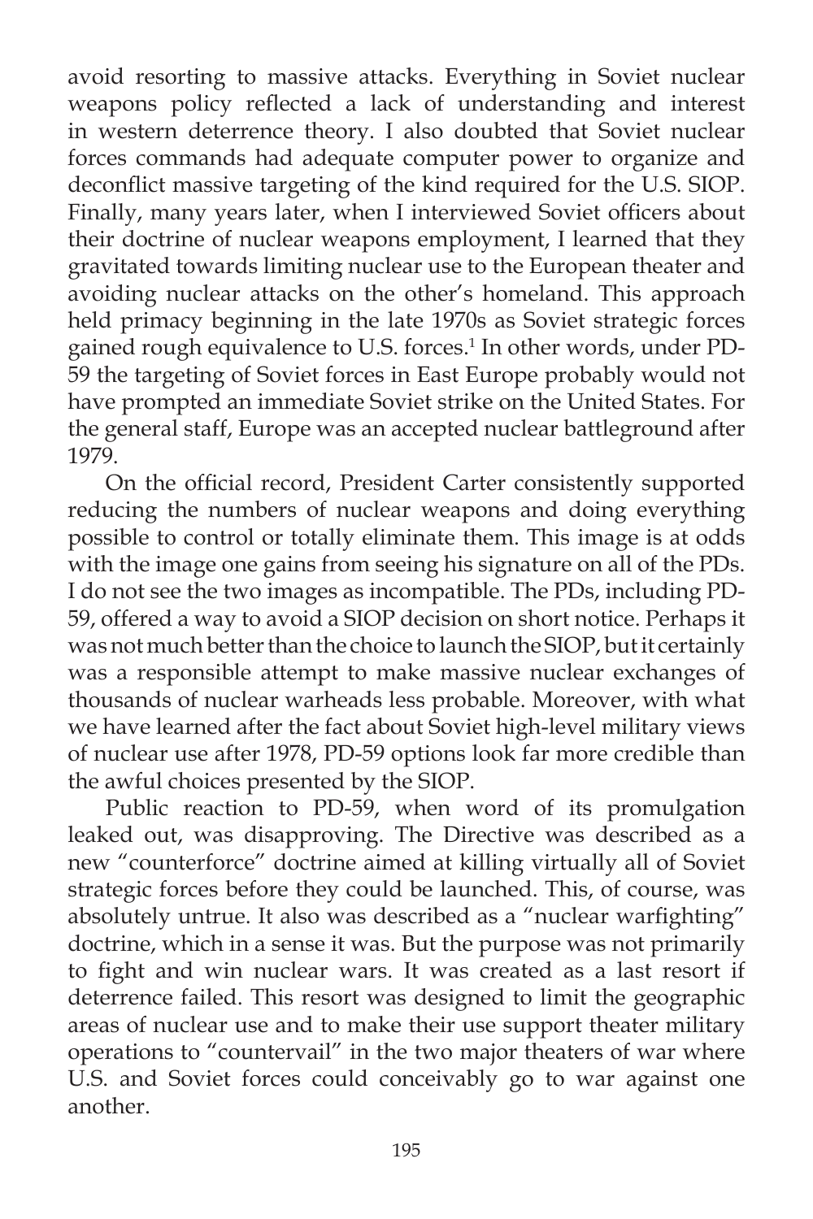avoid resorting to massive attacks. Everything in Soviet nuclear weapons policy reflected a lack of understanding and interest in western deterrence theory. I also doubted that Soviet nuclear forces commands had adequate computer power to organize and deconflict massive targeting of the kind required for the U.S. SIOP. Finally, many years later, when I interviewed Soviet officers about their doctrine of nuclear weapons employment, I learned that they gravitated towards limiting nuclear use to the European theater and avoiding nuclear attacks on the other's homeland. This approach held primacy beginning in the late 1970s as Soviet strategic forces gained rough equivalence to U.S. forces.[1] In other words, under PD-59 the targeting of Soviet forces in East Europe probably would not have prompted an immediate Soviet strike on the United States. For the general staff, Europe was an accepted nuclear battleground after 1979.

On the official record, President Carter consistently supported reducing the numbers of nuclear weapons and doing everything possible to control or totally eliminate them. This image is at odds with the image one gains from seeing his signature on all of the PDs. I do not see the two images as incompatible. The PDs, including PD-59, offered a way to avoid a SIOP decision on short notice. Perhaps it was not much better than the choice to launch the SIOP, but it certainly was a responsible attempt to make massive nuclear exchanges of thousands of nuclear warheads less probable. Moreover, with what we have learned after the fact about Soviet high-level military views of nuclear use after 1978, PD-59 options look far more credible than the awful choices presented by the SIOP.

Public reaction to PD-59, when word of its promulgation leaked out, was disapproving. The Directive was described as a new "counterforce" doctrine aimed at killing virtually all of Soviet strategic forces before they could be launched. This, of course, was absolutely untrue. It also was described as a "nuclear warfighting" doctrine, which in a sense it was. But the purpose was not primarily to fight and win nuclear wars. It was created as a last resort if deterrence failed. This resort was designed to limit the geographic areas of nuclear use and to make their use support theater military operations to "countervail" in the two major theaters of war where U.S. and Soviet forces could conceivably go to war against one another.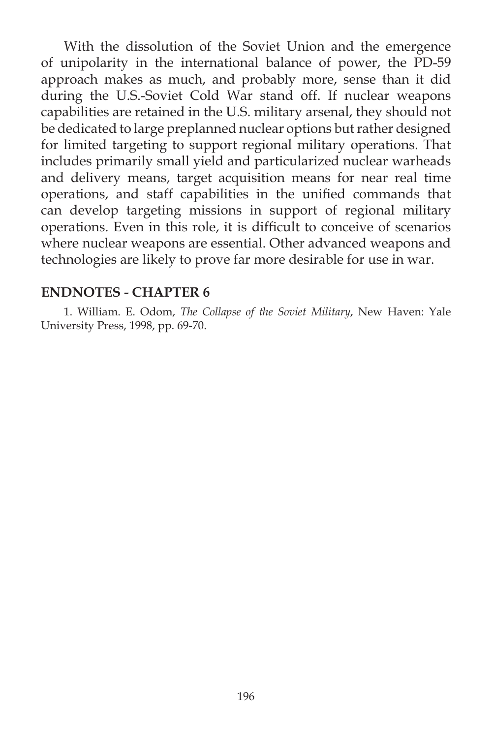With the dissolution of the Soviet Union and the emergence of unipolarity in the international balance of power, the PD-59 approach makes as much, and probably more, sense than it did during the U.S.-Soviet Cold War stand off. If nuclear weapons capabilities are retained in the U.S. military arsenal, they should not be dedicated to large preplanned nuclear options but rather designed for limited targeting to support regional military operations. That includes primarily small yield and particularized nuclear warheads and delivery means, target acquisition means for near real time operations, and staff capabilities in the unified commands that can develop targeting missions in support of regional military operations. Even in this role, it is difficult to conceive of scenarios where nuclear weapons are essential. Other advanced weapons and technologies are likely to prove far more desirable for use in war.

## ENDNOTES - CHAPTER 6

1. William. E. Odom, *The Collapse of the Soviet Military*, New Haven: Yale University Press, 1998, pp. 69-70.